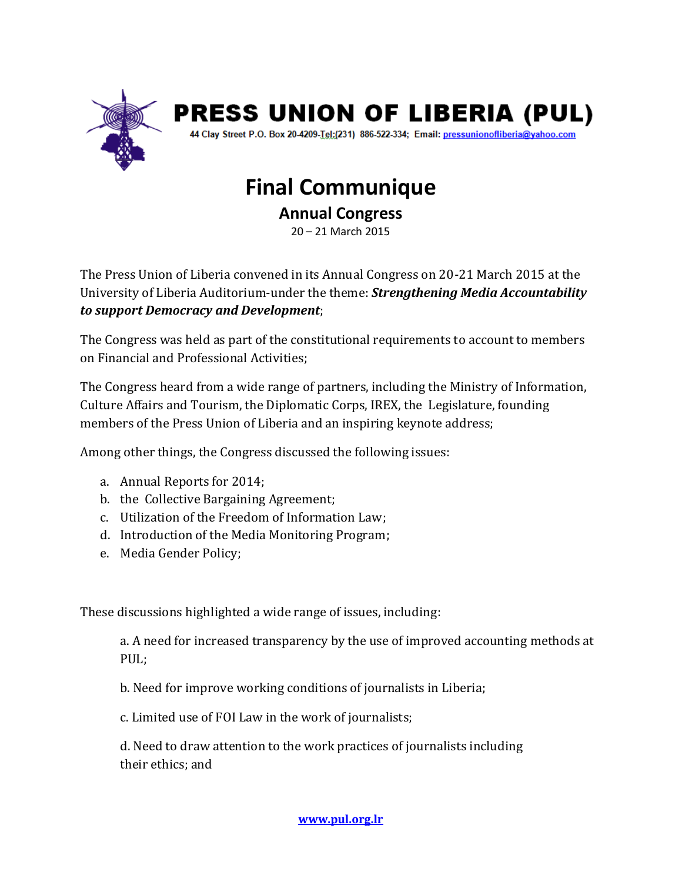# PRESS UNION OF LIBERIA (PUL)

44 Clay Street P.O. Box 20-4209-Tel:(231) 886-522-334; Email: pressunionofliberia@yahoo.com

# Final Communique

## Annual Congress

20 – 21 March 2015

The Press Union of Liberia convened in its Annual Congress on 20-21 March 2015 at the University of Liberia Auditorium-under the theme: ***Strengthening Media Accountability to support Democracy and Development***;

The Congress was held as part of the constitutional requirements to account to members on Financial and Professional Activities;

The Congress heard from a wide range of partners, including the Ministry of Information, Culture Affairs and Tourism, the Diplomatic Corps, IREX, the Legislature, founding members of the Press Union of Liberia and an inspiring keynote address;

Among other things, the Congress discussed the following issues:

a. Annual Reports for 2014;
b. the Collective Bargaining Agreement;
c. Utilization of the Freedom of Information Law;
d. Introduction of the Media Monitoring Program;
e. Media Gender Policy;

These discussions highlighted a wide range of issues, including:

a. A need for increased transparency by the use of improved accounting methods at PUL;

b. Need for improve working conditions of journalists in Liberia;

c. Limited use of FOI Law in the work of journalists;

d. Need to draw attention to the work practices of journalists including their ethics; and

www.pul.org.lr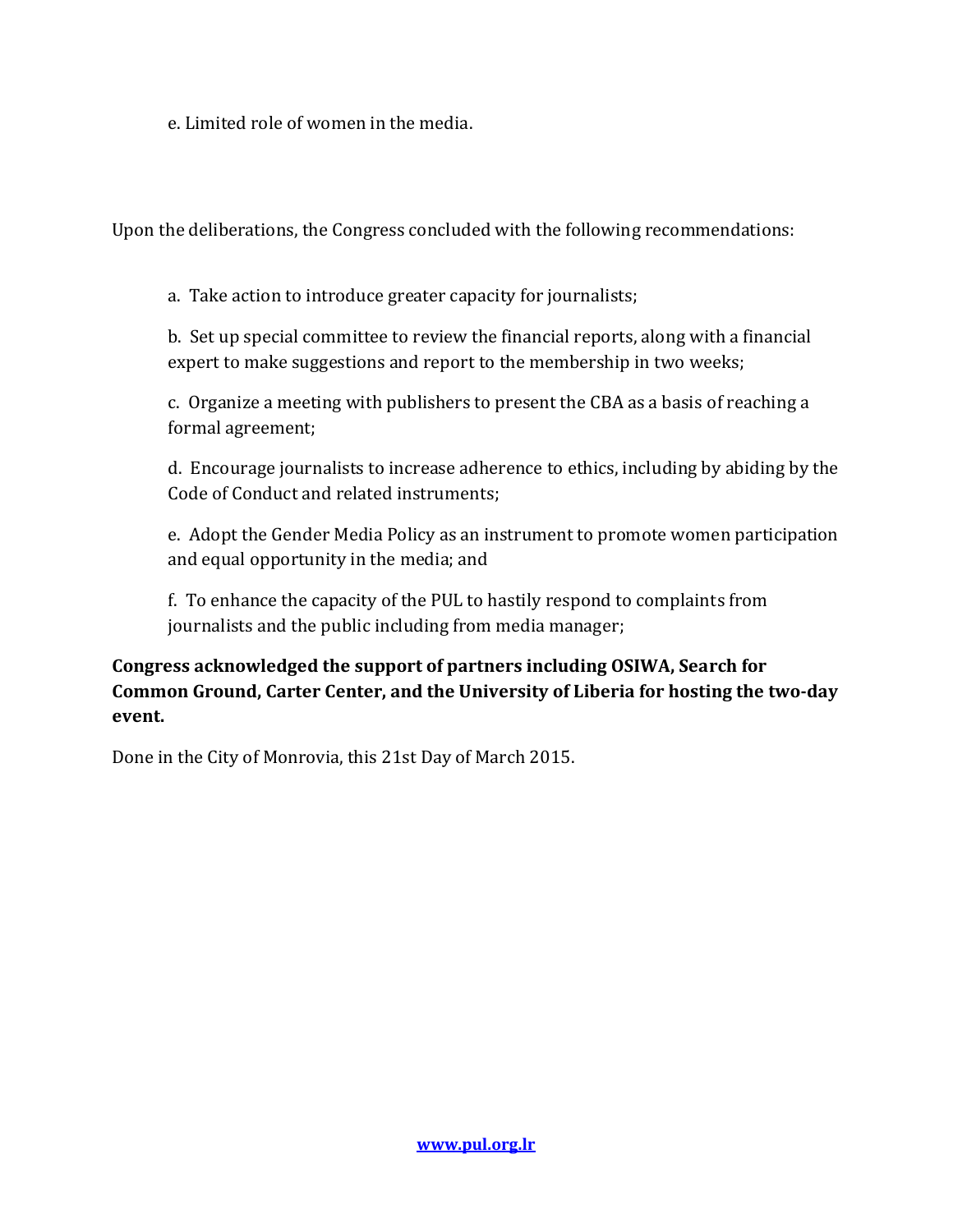e. Limited role of women in the media.

Upon the deliberations, the Congress concluded with the following recommendations:

a. Take action to introduce greater capacity for journalists;

b. Set up special committee to review the financial reports, along with a financial expert to make suggestions and report to the membership in two weeks;

c. Organize a meeting with publishers to present the CBA as a basis of reaching a formal agreement;

d. Encourage journalists to increase adherence to ethics, including by abiding by the Code of Conduct and related instruments;

e. Adopt the Gender Media Policy as an instrument to promote women participation and equal opportunity in the media; and

f. To enhance the capacity of the PUL to hastily respond to complaints from journalists and the public including from media manager;

**Congress acknowledged the support of partners including OSIWA, Search for Common Ground, Carter Center, and the University of Liberia for hosting the two-day event.**

Done in the City of Monrovia, this 21st Day of March 2015.

www.pul.org.lr